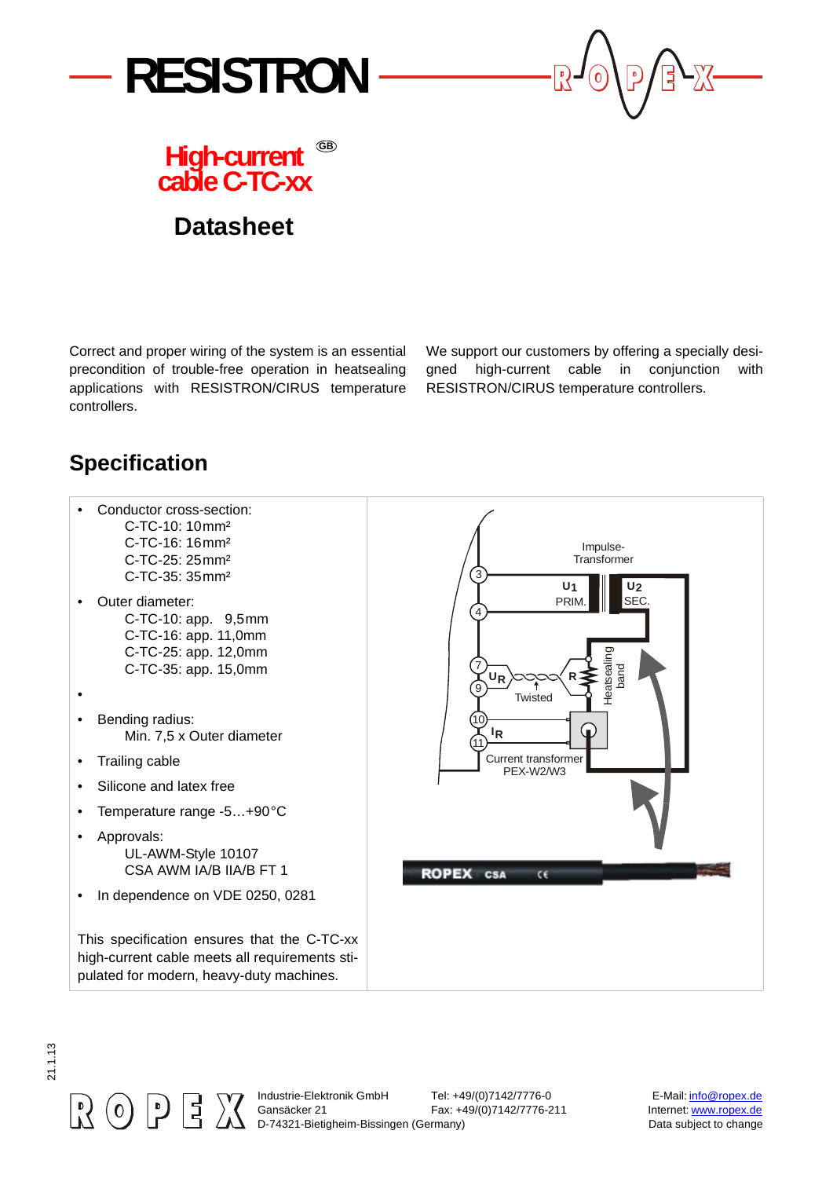# RESISTRON

## High-current cable C-TC-xx

## Datasheet

Correct and proper wiring of the system is an essential precondition of trouble-free operation in heatsealing applications with RESISTRON/CIRUS temperature controllers.

We support our customers by offering a specially designed high-current cable in conjunction with RESISTRON/CIRUS temperature controllers.

## Specification

- Conductor cross-section:
  - C-TC-10: 10 mm²
  - C-TC-16: 16 mm²
  - C-TC-25: 25 mm²
  - C-TC-35: 35 mm²
- Outer diameter:
  - C-TC-10: app. 9,5 mm
  - C-TC-16: app. 11,0 mm
  - C-TC-25: app. 12,0 mm
  - C-TC-35: app. 15,0 mm
- 
- Bending radius:
  - Min. 7,5 x Outer diameter
- Trailing cable
- Silicone and latex free
- Temperature range -5…+90 °C
- Approvals:
  - UL-AWM-Style 10107
  - CSA AWM IA/B IIA/B FT 1
- In dependence on VDE 0250, 0281

This specification ensures that the C-TC-xx high-current cable meets all requirements stipulated for modern, heavy-duty machines.

Impulse-Transformer
$U_1$ PRIM.
$U_2$ SEC.
$U_R$
Twisted
R
Heatsealing band
$I_R$
Current transformer PEX-W2/W3
ROPEX CSA

21.1.13

Industrie-Elektronik GmbH
Gansäcker 21
D-74321-Bietigheim-Bissingen (Germany)
Tel: +49/(0)7142/7776-0
Fax: +49/(0)7142/7776-211
E-Mail: info@ropex.de
Internet: www.ropex.de
Data subject to change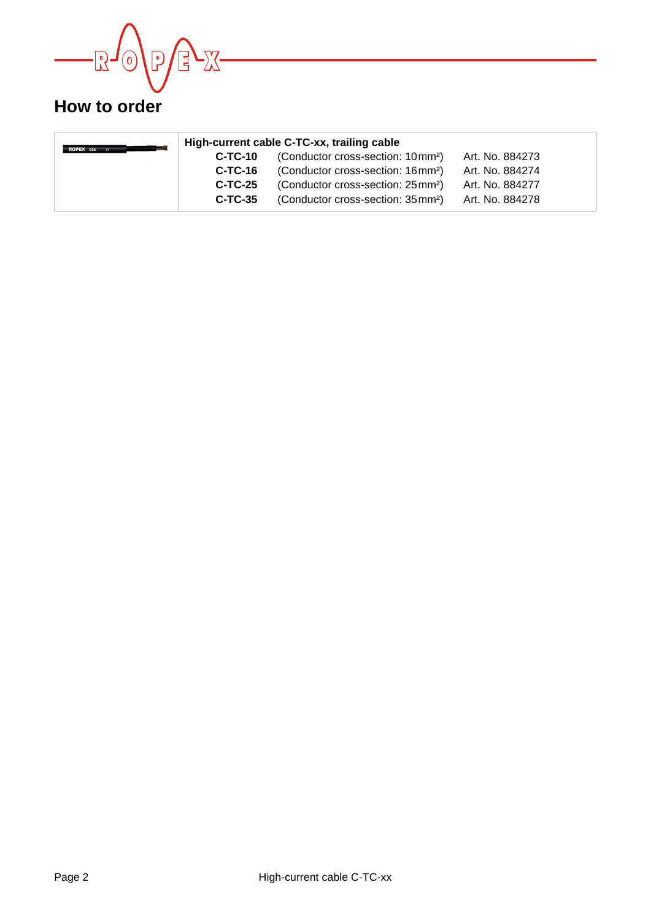## How to order

| | | | |
|---|---|---|---|
| **High-current cable C-TC-xx, trailing cable** | | | |
| **C-TC-10** | (Conductor cross-section: 10 mm²) | Art. No. 884273 |
| **C-TC-16** | (Conductor cross-section: 16 mm²) | Art. No. 884274 |
| **C-TC-25** | (Conductor cross-section: 25 mm²) | Art. No. 884277 |
| **C-TC-35** | (Conductor cross-section: 35 mm²) | Art. No. 884278 |